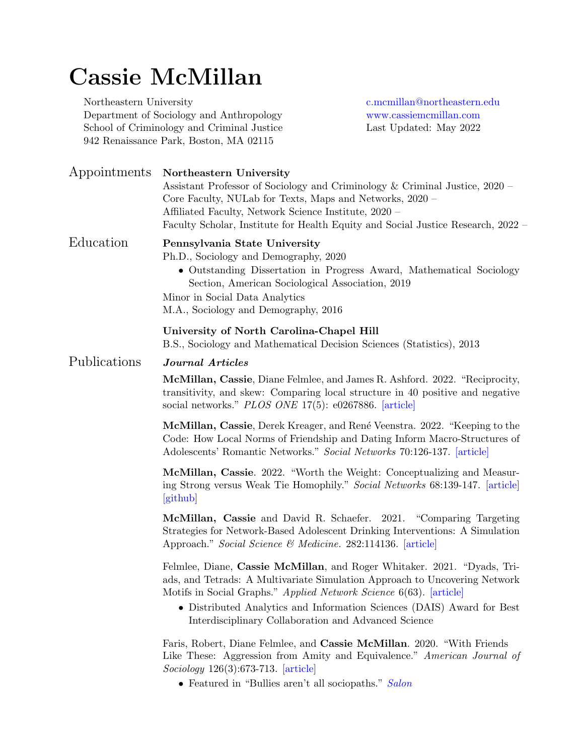# Cassie McMillan

Northeastern University
Department of Sociology and Anthropology
School of Criminology and Criminal Justice
942 Renaissance Park, Boston, MA 02115

c.mcmillan@northeastern.edu
www.cassiemcmillan.com
Last Updated: May 2022

## Appointments

**Northeastern University**
Assistant Professor of Sociology and Criminology & Criminal Justice, 2020 –
Core Faculty, NULab for Texts, Maps and Networks, 2020 –
Affiliated Faculty, Network Science Institute, 2020 –
Faculty Scholar, Institute for Health Equity and Social Justice Research, 2022 –

## Education

**Pennsylvania State University**
Ph.D., Sociology and Demography, 2020

- Outstanding Dissertation in Progress Award, Mathematical Sociology Section, American Sociological Association, 2019

Minor in Social Data Analytics
M.A., Sociology and Demography, 2016

**University of North Carolina-Chapel Hill**
B.S., Sociology and Mathematical Decision Sciences (Statistics), 2013

## Publications

### *Journal Articles*

**McMillan, Cassie**, Diane Felmlee, and James R. Ashford. 2022. "Reciprocity, transitivity, and skew: Comparing local structure in 40 positive and negative social networks." *PLOS ONE* 17(5): e0267886. [article]

**McMillan, Cassie**, Derek Kreager, and René Veenstra. 2022. "Keeping to the Code: How Local Norms of Friendship and Dating Inform Macro-Structures of Adolescents' Romantic Networks." *Social Networks* 70:126-137. [article]

**McMillan, Cassie**. 2022. "Worth the Weight: Conceptualizing and Measuring Strong versus Weak Tie Homophily." *Social Networks* 68:139-147. [article] [github]

**McMillan, Cassie** and David R. Schaefer. 2021. "Comparing Targeting Strategies for Network-Based Adolescent Drinking Interventions: A Simulation Approach." *Social Science & Medicine.* 282:114136. [article]

Felmlee, Diane, **Cassie McMillan**, and Roger Whitaker. 2021. "Dyads, Triads, and Tetrads: A Multivariate Simulation Approach to Uncovering Network Motifs in Social Graphs." *Applied Network Science* 6(63). [article]

- Distributed Analytics and Information Sciences (DAIS) Award for Best Interdisciplinary Collaboration and Advanced Science

Faris, Robert, Diane Felmlee, and **Cassie McMillan**. 2020. "With Friends Like These: Aggression from Amity and Equivalence." *American Journal of Sociology* 126(3):673-713. [article]

- Featured in "Bullies aren't all sociopaths." *Salon*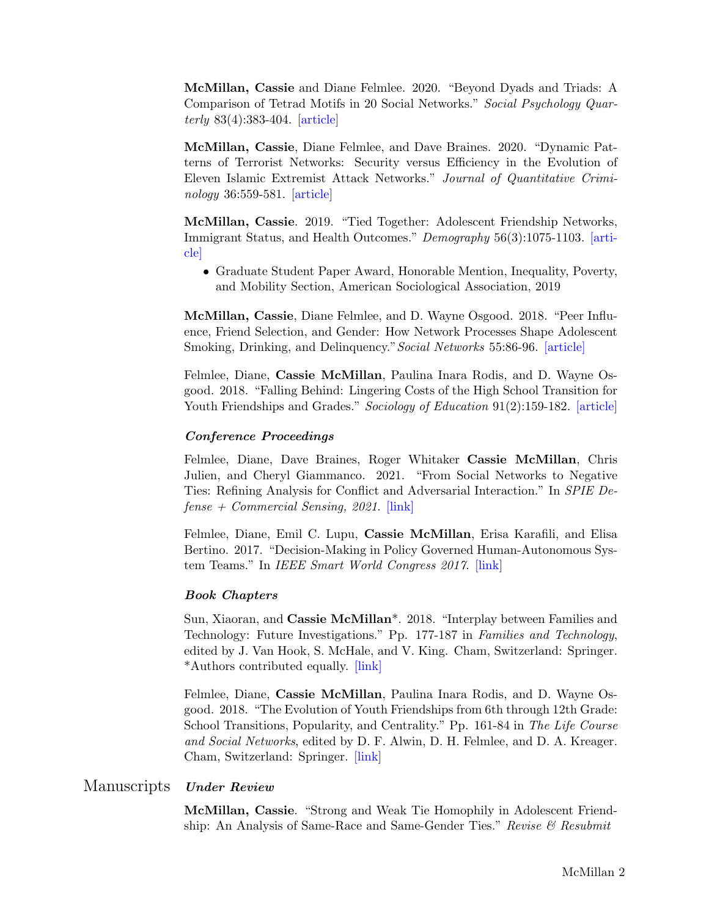**McMillan, Cassie** and Diane Felmlee. 2020. "Beyond Dyads and Triads: A Comparison of Tetrad Motifs in 20 Social Networks." *Social Psychology Quarterly* 83(4):383-404. [article]

**McMillan, Cassie**, Diane Felmlee, and Dave Braines. 2020. "Dynamic Patterns of Terrorist Networks: Security versus Efficiency in the Evolution of Eleven Islamic Extremist Attack Networks." *Journal of Quantitative Criminology* 36:559-581. [article]

**McMillan, Cassie**. 2019. "Tied Together: Adolescent Friendship Networks, Immigrant Status, and Health Outcomes." *Demography* 56(3):1075-1103. [article]

- Graduate Student Paper Award, Honorable Mention, Inequality, Poverty, and Mobility Section, American Sociological Association, 2019

**McMillan, Cassie**, Diane Felmlee, and D. Wayne Osgood. 2018. "Peer Influence, Friend Selection, and Gender: How Network Processes Shape Adolescent Smoking, Drinking, and Delinquency."*Social Networks* 55:86-96. [article]

Felmlee, Diane, **Cassie McMillan**, Paulina Inara Rodis, and D. Wayne Osgood. 2018. "Falling Behind: Lingering Costs of the High School Transition for Youth Friendships and Grades." *Sociology of Education* 91(2):159-182. [article]

### *Conference Proceedings*

Felmlee, Diane, Dave Braines, Roger Whitaker **Cassie McMillan**, Chris Julien, and Cheryl Giammanco. 2021. "From Social Networks to Negative Ties: Refining Analysis for Conflict and Adversarial Interaction." In *SPIE Defense + Commercial Sensing, 2021.* [link]

Felmlee, Diane, Emil C. Lupu, **Cassie McMillan**, Erisa Karafili, and Elisa Bertino. 2017. "Decision-Making in Policy Governed Human-Autonomous System Teams." In *IEEE Smart World Congress 2017.* [link]

### *Book Chapters*

Sun, Xiaoran, and **Cassie McMillan***. 2018. "Interplay between Families and Technology: Future Investigations." Pp. 177-187 in *Families and Technology*, edited by J. Van Hook, S. McHale, and V. King. Cham, Switzerland: Springer. *Authors contributed equally. [link]

Felmlee, Diane, **Cassie McMillan**, Paulina Inara Rodis, and D. Wayne Osgood. 2018. "The Evolution of Youth Friendships from 6th through 12th Grade: School Transitions, Popularity, and Centrality." Pp. 161-84 in *The Life Course and Social Networks*, edited by D. F. Alwin, D. H. Felmlee, and D. A. Kreager. Cham, Switzerland: Springer. [link]

## Manuscripts

### *Under Review*

**McMillan, Cassie**. "Strong and Weak Tie Homophily in Adolescent Friendship: An Analysis of Same-Race and Same-Gender Ties." *Revise & Resubmit*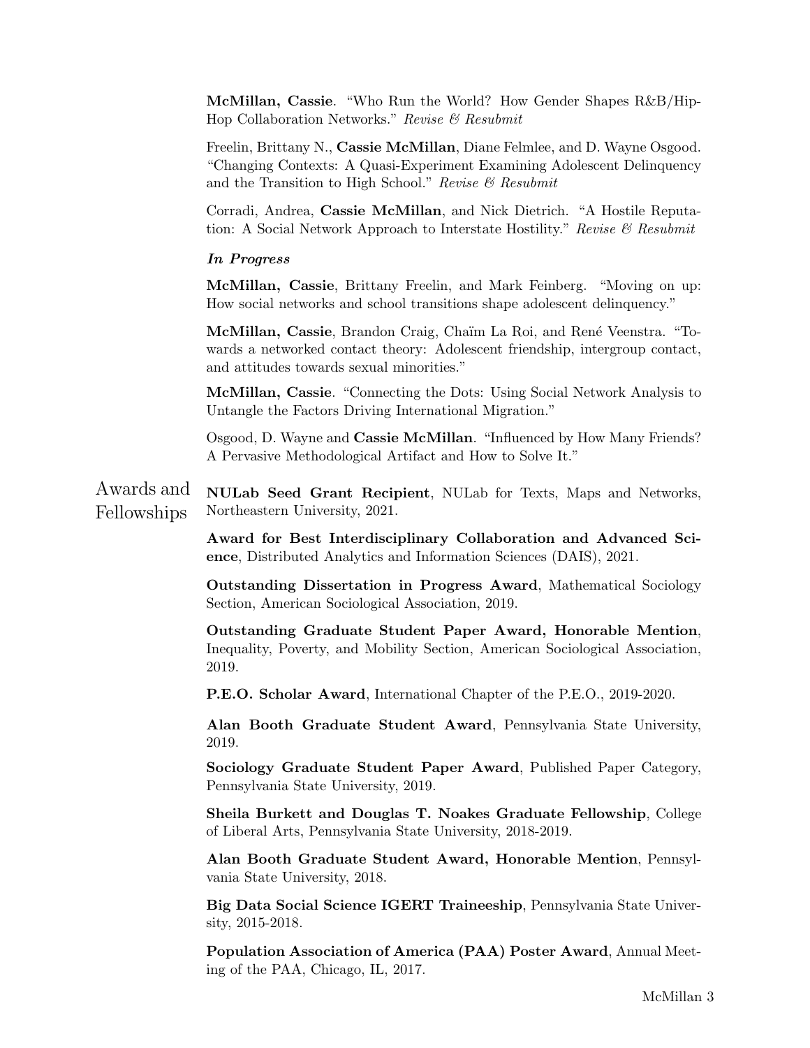**McMillan, Cassie**. "Who Run the World? How Gender Shapes R&B/Hip-Hop Collaboration Networks." *Revise & Resubmit*

Freelin, Brittany N., **Cassie McMillan**, Diane Felmlee, and D. Wayne Osgood. "Changing Contexts: A Quasi-Experiment Examining Adolescent Delinquency and the Transition to High School." *Revise & Resubmit*

Corradi, Andrea, **Cassie McMillan**, and Nick Dietrich. "A Hostile Reputation: A Social Network Approach to Interstate Hostility." *Revise & Resubmit*

***In Progress***

**McMillan, Cassie**, Brittany Freelin, and Mark Feinberg. "Moving on up: How social networks and school transitions shape adolescent delinquency."

**McMillan, Cassie**, Brandon Craig, Chaïm La Roi, and René Veenstra. "Towards a networked contact theory: Adolescent friendship, intergroup contact, and attitudes towards sexual minorities."

**McMillan, Cassie**. "Connecting the Dots: Using Social Network Analysis to Untangle the Factors Driving International Migration."

Osgood, D. Wayne and **Cassie McMillan**. "Influenced by How Many Friends? A Pervasive Methodological Artifact and How to Solve It."

## Awards and Fellowships

**NULab Seed Grant Recipient**, NULab for Texts, Maps and Networks, Northeastern University, 2021.

**Award for Best Interdisciplinary Collaboration and Advanced Science**, Distributed Analytics and Information Sciences (DAIS), 2021.

**Outstanding Dissertation in Progress Award**, Mathematical Sociology Section, American Sociological Association, 2019.

**Outstanding Graduate Student Paper Award, Honorable Mention**, Inequality, Poverty, and Mobility Section, American Sociological Association, 2019.

**P.E.O. Scholar Award**, International Chapter of the P.E.O., 2019-2020.

**Alan Booth Graduate Student Award**, Pennsylvania State University, 2019.

**Sociology Graduate Student Paper Award**, Published Paper Category, Pennsylvania State University, 2019.

**Sheila Burkett and Douglas T. Noakes Graduate Fellowship**, College of Liberal Arts, Pennsylvania State University, 2018-2019.

**Alan Booth Graduate Student Award, Honorable Mention**, Pennsylvania State University, 2018.

**Big Data Social Science IGERT Traineeship**, Pennsylvania State University, 2015-2018.

**Population Association of America (PAA) Poster Award**, Annual Meeting of the PAA, Chicago, IL, 2017.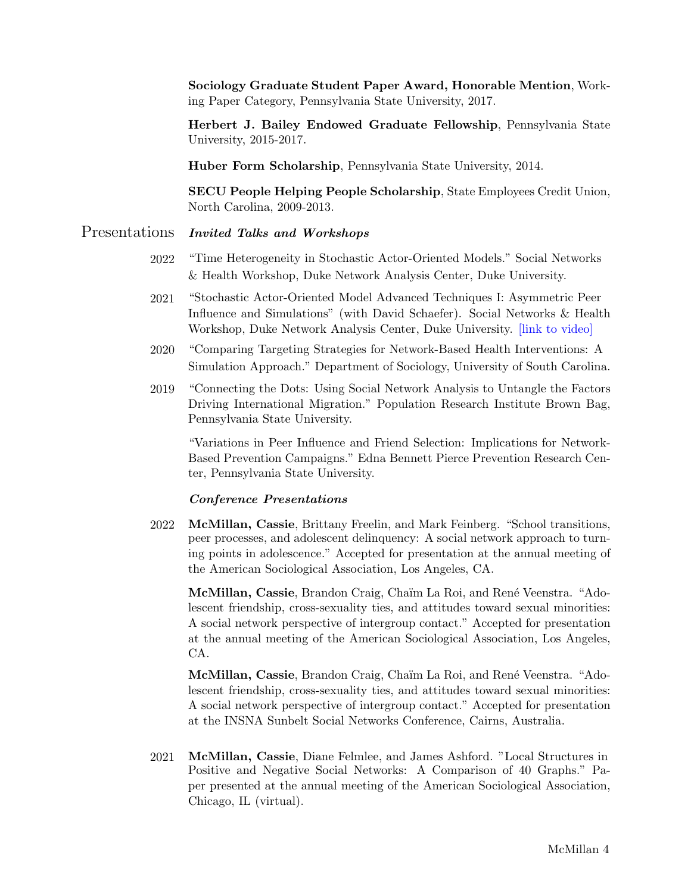**Sociology Graduate Student Paper Award, Honorable Mention**, Working Paper Category, Pennsylvania State University, 2017.

**Herbert J. Bailey Endowed Graduate Fellowship**, Pennsylvania State University, 2015-2017.

**Huber Form Scholarship**, Pennsylvania State University, 2014.

**SECU People Helping People Scholarship**, State Employees Credit Union, North Carolina, 2009-2013.

## Presentations

### *Invited Talks and Workshops*

2022 "Time Heterogeneity in Stochastic Actor-Oriented Models." Social Networks & Health Workshop, Duke Network Analysis Center, Duke University.

2021 "Stochastic Actor-Oriented Model Advanced Techniques I: Asymmetric Peer Influence and Simulations" (with David Schaefer). Social Networks & Health Workshop, Duke Network Analysis Center, Duke University. [link to video]

2020 "Comparing Targeting Strategies for Network-Based Health Interventions: A Simulation Approach." Department of Sociology, University of South Carolina.

2019 "Connecting the Dots: Using Social Network Analysis to Untangle the Factors Driving International Migration." Population Research Institute Brown Bag, Pennsylvania State University.

"Variations in Peer Influence and Friend Selection: Implications for Network-Based Prevention Campaigns." Edna Bennett Pierce Prevention Research Center, Pennsylvania State University.

### *Conference Presentations*

2022 **McMillan, Cassie**, Brittany Freelin, and Mark Feinberg. "School transitions, peer processes, and adolescent delinquency: A social network approach to turning points in adolescence." Accepted for presentation at the annual meeting of the American Sociological Association, Los Angeles, CA.

**McMillan, Cassie**, Brandon Craig, Chaïm La Roi, and René Veenstra. "Adolescent friendship, cross-sexuality ties, and attitudes toward sexual minorities: A social network perspective of intergroup contact." Accepted for presentation at the annual meeting of the American Sociological Association, Los Angeles, CA.

**McMillan, Cassie**, Brandon Craig, Chaïm La Roi, and René Veenstra. "Adolescent friendship, cross-sexuality ties, and attitudes toward sexual minorities: A social network perspective of intergroup contact." Accepted for presentation at the INSNA Sunbelt Social Networks Conference, Cairns, Australia.

2021 **McMillan, Cassie**, Diane Felmlee, and James Ashford. "Local Structures in Positive and Negative Social Networks: A Comparison of 40 Graphs." Paper presented at the annual meeting of the American Sociological Association, Chicago, IL (virtual).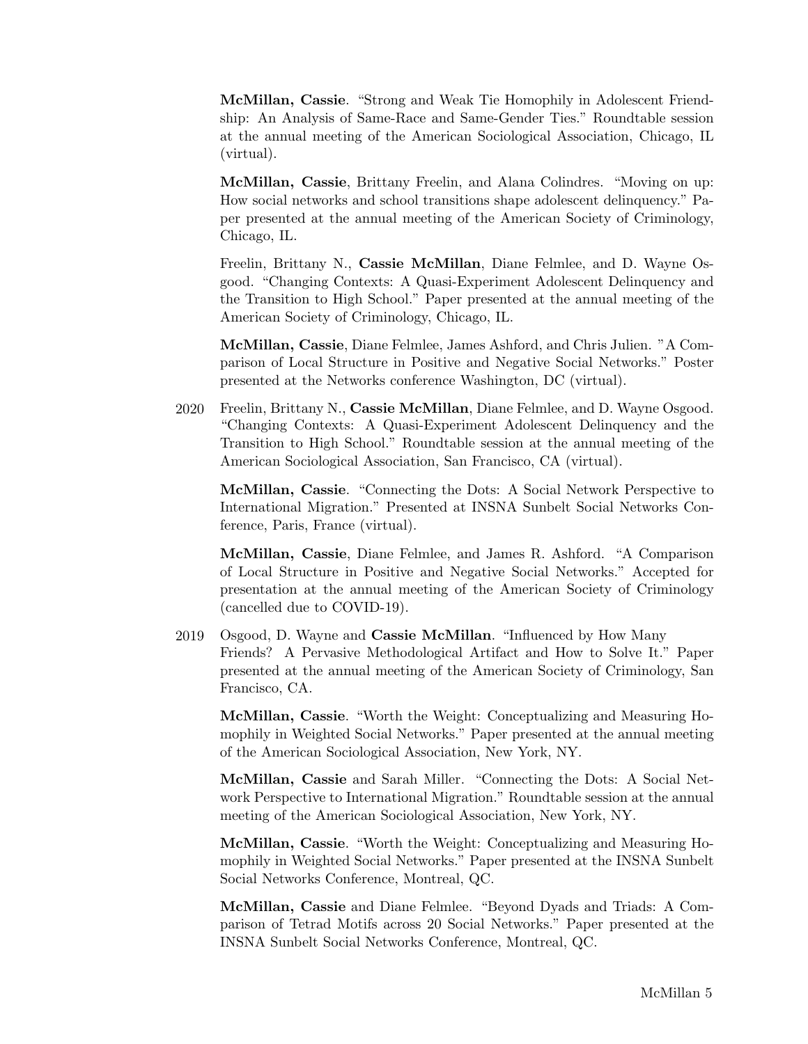**McMillan, Cassie**. "Strong and Weak Tie Homophily in Adolescent Friendship: An Analysis of Same-Race and Same-Gender Ties." Roundtable session at the annual meeting of the American Sociological Association, Chicago, IL (virtual).

**McMillan, Cassie**, Brittany Freelin, and Alana Colindres. "Moving on up: How social networks and school transitions shape adolescent delinquency." Paper presented at the annual meeting of the American Society of Criminology, Chicago, IL.

Freelin, Brittany N., **Cassie McMillan**, Diane Felmlee, and D. Wayne Osgood. "Changing Contexts: A Quasi-Experiment Adolescent Delinquency and the Transition to High School." Paper presented at the annual meeting of the American Society of Criminology, Chicago, IL.

**McMillan, Cassie**, Diane Felmlee, James Ashford, and Chris Julien. "A Comparison of Local Structure in Positive and Negative Social Networks." Poster presented at the Networks conference Washington, DC (virtual).

2020 Freelin, Brittany N., **Cassie McMillan**, Diane Felmlee, and D. Wayne Osgood. "Changing Contexts: A Quasi-Experiment Adolescent Delinquency and the Transition to High School." Roundtable session at the annual meeting of the American Sociological Association, San Francisco, CA (virtual).

**McMillan, Cassie**. "Connecting the Dots: A Social Network Perspective to International Migration." Presented at INSNA Sunbelt Social Networks Conference, Paris, France (virtual).

**McMillan, Cassie**, Diane Felmlee, and James R. Ashford. "A Comparison of Local Structure in Positive and Negative Social Networks." Accepted for presentation at the annual meeting of the American Society of Criminology (cancelled due to COVID-19).

2019 Osgood, D. Wayne and **Cassie McMillan**. "Influenced by How Many Friends? A Pervasive Methodological Artifact and How to Solve It." Paper presented at the annual meeting of the American Society of Criminology, San Francisco, CA.

**McMillan, Cassie**. "Worth the Weight: Conceptualizing and Measuring Homophily in Weighted Social Networks." Paper presented at the annual meeting of the American Sociological Association, New York, NY.

**McMillan, Cassie** and Sarah Miller. "Connecting the Dots: A Social Network Perspective to International Migration." Roundtable session at the annual meeting of the American Sociological Association, New York, NY.

**McMillan, Cassie**. "Worth the Weight: Conceptualizing and Measuring Homophily in Weighted Social Networks." Paper presented at the INSNA Sunbelt Social Networks Conference, Montreal, QC.

**McMillan, Cassie** and Diane Felmlee. "Beyond Dyads and Triads: A Comparison of Tetrad Motifs across 20 Social Networks." Paper presented at the INSNA Sunbelt Social Networks Conference, Montreal, QC.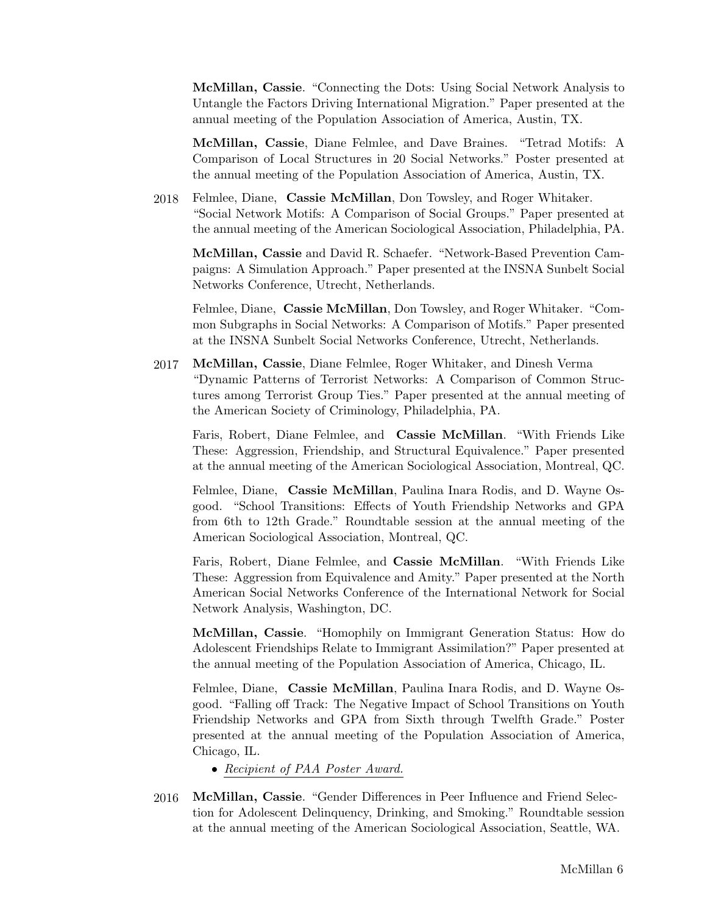**McMillan, Cassie**. "Connecting the Dots: Using Social Network Analysis to Untangle the Factors Driving International Migration." Paper presented at the annual meeting of the Population Association of America, Austin, TX.

**McMillan, Cassie**, Diane Felmlee, and Dave Braines. "Tetrad Motifs: A Comparison of Local Structures in 20 Social Networks." Poster presented at the annual meeting of the Population Association of America, Austin, TX.

2018 Felmlee, Diane, **Cassie McMillan**, Don Towsley, and Roger Whitaker. "Social Network Motifs: A Comparison of Social Groups." Paper presented at the annual meeting of the American Sociological Association, Philadelphia, PA.

**McMillan, Cassie** and David R. Schaefer. "Network-Based Prevention Campaigns: A Simulation Approach." Paper presented at the INSNA Sunbelt Social Networks Conference, Utrecht, Netherlands.

Felmlee, Diane, **Cassie McMillan**, Don Towsley, and Roger Whitaker. "Common Subgraphs in Social Networks: A Comparison of Motifs." Paper presented at the INSNA Sunbelt Social Networks Conference, Utrecht, Netherlands.

2017 **McMillan, Cassie**, Diane Felmlee, Roger Whitaker, and Dinesh Verma "Dynamic Patterns of Terrorist Networks: A Comparison of Common Structures among Terrorist Group Ties." Paper presented at the annual meeting of the American Society of Criminology, Philadelphia, PA.

Faris, Robert, Diane Felmlee, and **Cassie McMillan**. "With Friends Like These: Aggression, Friendship, and Structural Equivalence." Paper presented at the annual meeting of the American Sociological Association, Montreal, QC.

Felmlee, Diane, **Cassie McMillan**, Paulina Inara Rodis, and D. Wayne Osgood. "School Transitions: Effects of Youth Friendship Networks and GPA from 6th to 12th Grade." Roundtable session at the annual meeting of the American Sociological Association, Montreal, QC.

Faris, Robert, Diane Felmlee, and **Cassie McMillan**. "With Friends Like These: Aggression from Equivalence and Amity." Paper presented at the North American Social Networks Conference of the International Network for Social Network Analysis, Washington, DC.

**McMillan, Cassie**. "Homophily on Immigrant Generation Status: How do Adolescent Friendships Relate to Immigrant Assimilation?" Paper presented at the annual meeting of the Population Association of America, Chicago, IL.

Felmlee, Diane, **Cassie McMillan**, Paulina Inara Rodis, and D. Wayne Osgood. "Falling off Track: The Negative Impact of School Transitions on Youth Friendship Networks and GPA from Sixth through Twelfth Grade." Poster presented at the annual meeting of the Population Association of America, Chicago, IL.

- *Recipient of PAA Poster Award.*

2016 **McMillan, Cassie**. "Gender Differences in Peer Influence and Friend Selection for Adolescent Delinquency, Drinking, and Smoking." Roundtable session at the annual meeting of the American Sociological Association, Seattle, WA.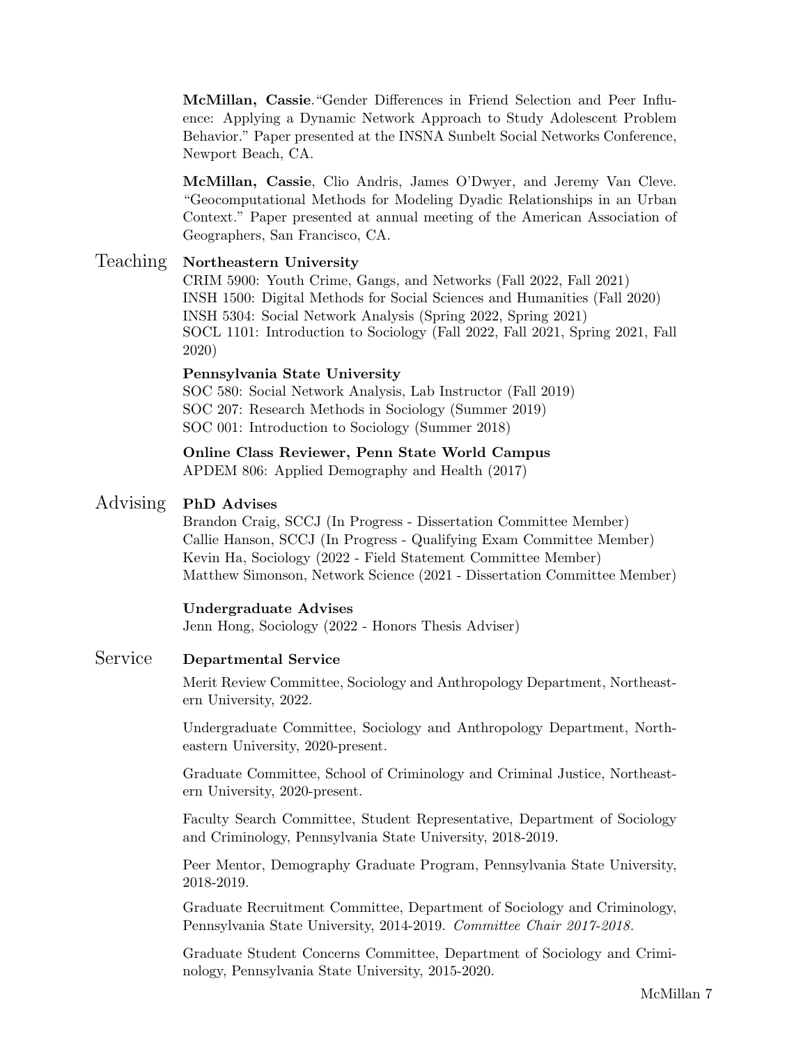**McMillan, Cassie**."Gender Differences in Friend Selection and Peer Influence: Applying a Dynamic Network Approach to Study Adolescent Problem Behavior." Paper presented at the INSNA Sunbelt Social Networks Conference, Newport Beach, CA.

**McMillan, Cassie**, Clio Andris, James O'Dwyer, and Jeremy Van Cleve. "Geocomputational Methods for Modeling Dyadic Relationships in an Urban Context." Paper presented at annual meeting of the American Association of Geographers, San Francisco, CA.

## Teaching

**Northeastern University**
CRIM 5900: Youth Crime, Gangs, and Networks (Fall 2022, Fall 2021)
INSH 1500: Digital Methods for Social Sciences and Humanities (Fall 2020)
INSH 5304: Social Network Analysis (Spring 2022, Spring 2021)
SOCL 1101: Introduction to Sociology (Fall 2022, Fall 2021, Spring 2021, Fall 2020)

**Pennsylvania State University**
SOC 580: Social Network Analysis, Lab Instructor (Fall 2019)
SOC 207: Research Methods in Sociology (Summer 2019)
SOC 001: Introduction to Sociology (Summer 2018)

**Online Class Reviewer, Penn State World Campus**
APDEM 806: Applied Demography and Health (2017)

## Advising

**PhD Advises**
Brandon Craig, SCCJ (In Progress - Dissertation Committee Member)
Callie Hanson, SCCJ (In Progress - Qualifying Exam Committee Member)
Kevin Ha, Sociology (2022 - Field Statement Committee Member)
Matthew Simonson, Network Science (2021 - Dissertation Committee Member)

**Undergraduate Advises**
Jenn Hong, Sociology (2022 - Honors Thesis Adviser)

## Service

**Departmental Service**

Merit Review Committee, Sociology and Anthropology Department, Northeastern University, 2022.

Undergraduate Committee, Sociology and Anthropology Department, Northeastern University, 2020-present.

Graduate Committee, School of Criminology and Criminal Justice, Northeastern University, 2020-present.

Faculty Search Committee, Student Representative, Department of Sociology and Criminology, Pennsylvania State University, 2018-2019.

Peer Mentor, Demography Graduate Program, Pennsylvania State University, 2018-2019.

Graduate Recruitment Committee, Department of Sociology and Criminology, Pennsylvania State University, 2014-2019. *Committee Chair 2017-2018.*

Graduate Student Concerns Committee, Department of Sociology and Criminology, Pennsylvania State University, 2015-2020.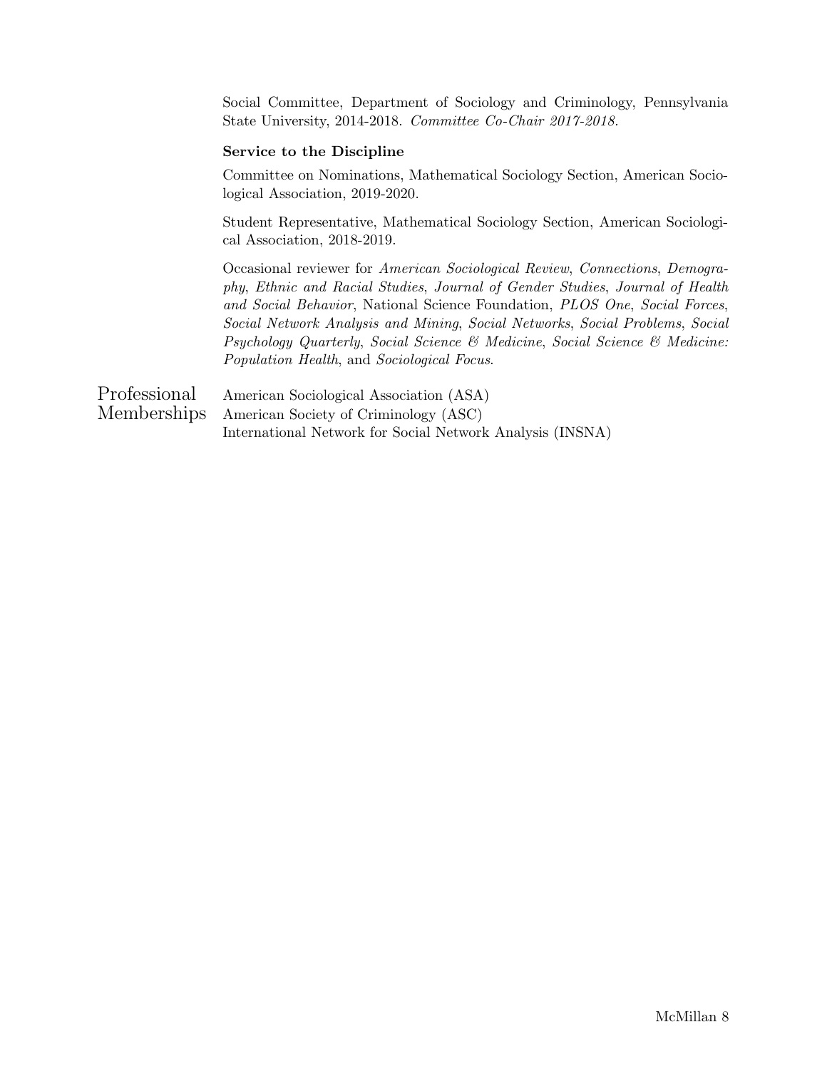Social Committee, Department of Sociology and Criminology, Pennsylvania State University, 2014-2018. *Committee Co-Chair 2017-2018.*

**Service to the Discipline**

Committee on Nominations, Mathematical Sociology Section, American Sociological Association, 2019-2020.

Student Representative, Mathematical Sociology Section, American Sociological Association, 2018-2019.

Occasional reviewer for *American Sociological Review*, *Connections*, *Demography*, *Ethnic and Racial Studies*, *Journal of Gender Studies*, *Journal of Health and Social Behavior*, National Science Foundation, *PLOS One*, *Social Forces*, *Social Network Analysis and Mining*, *Social Networks*, *Social Problems*, *Social Psychology Quarterly*, *Social Science & Medicine*, *Social Science & Medicine: Population Health*, and *Sociological Focus*.

## Professional Memberships

American Sociological Association (ASA)
American Society of Criminology (ASC)
International Network for Social Network Analysis (INSNA)